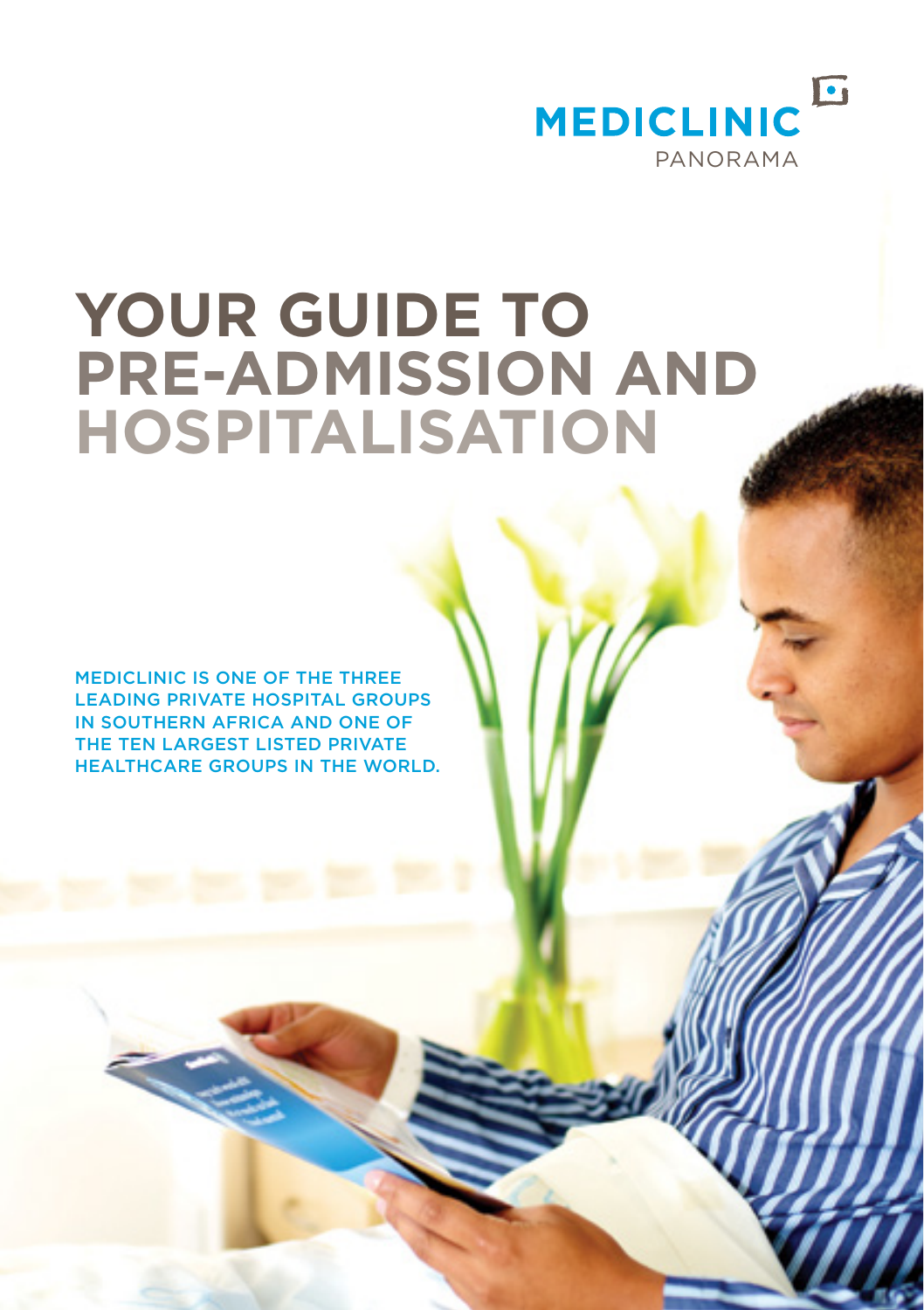MEDICLINIC
PANORAMA

# YOUR GUIDE TO PRE-ADMISSION AND HOSPITALISATION

MEDICLINIC IS ONE OF THE THREE LEADING PRIVATE HOSPITAL GROUPS IN SOUTHERN AFRICA AND ONE OF THE TEN LARGEST LISTED PRIVATE HEALTHCARE GROUPS IN THE WORLD.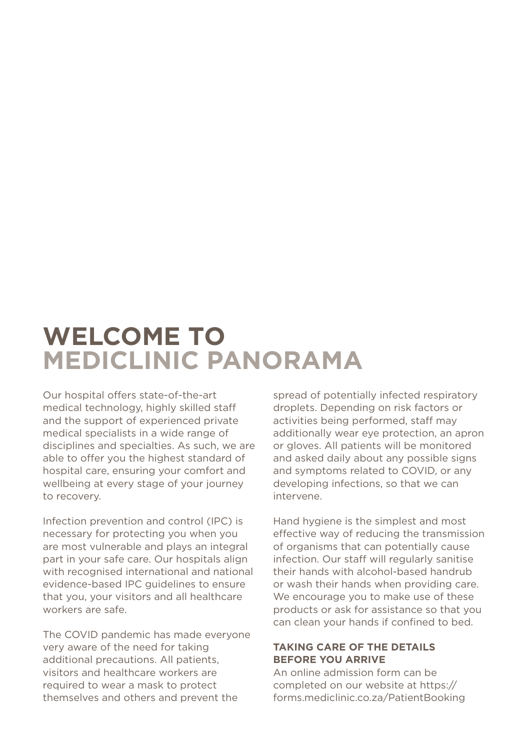# WELCOME TO MEDICLINIC PANORAMA

Our hospital offers state-of-the-art medical technology, highly skilled staff and the support of experienced private medical specialists in a wide range of disciplines and specialties. As such, we are able to offer you the highest standard of hospital care, ensuring your comfort and wellbeing at every stage of your journey to recovery.

Infection prevention and control (IPC) is necessary for protecting you when you are most vulnerable and plays an integral part in your safe care. Our hospitals align with recognised international and national evidence-based IPC guidelines to ensure that you, your visitors and all healthcare workers are safe.

The COVID pandemic has made everyone very aware of the need for taking additional precautions. All patients, visitors and healthcare workers are required to wear a mask to protect themselves and others and prevent the spread of potentially infected respiratory droplets. Depending on risk factors or activities being performed, staff may additionally wear eye protection, an apron or gloves. All patients will be monitored and asked daily about any possible signs and symptoms related to COVID, or any developing infections, so that we can intervene.

Hand hygiene is the simplest and most effective way of reducing the transmission of organisms that can potentially cause infection. Our staff will regularly sanitise their hands with alcohol-based handrub or wash their hands when providing care. We encourage you to make use of these products or ask for assistance so that you can clean your hands if confined to bed.

### TAKING CARE OF THE DETAILS BEFORE YOU ARRIVE

An online admission form can be completed on our website at https://forms.mediclinic.co.za/PatientBooking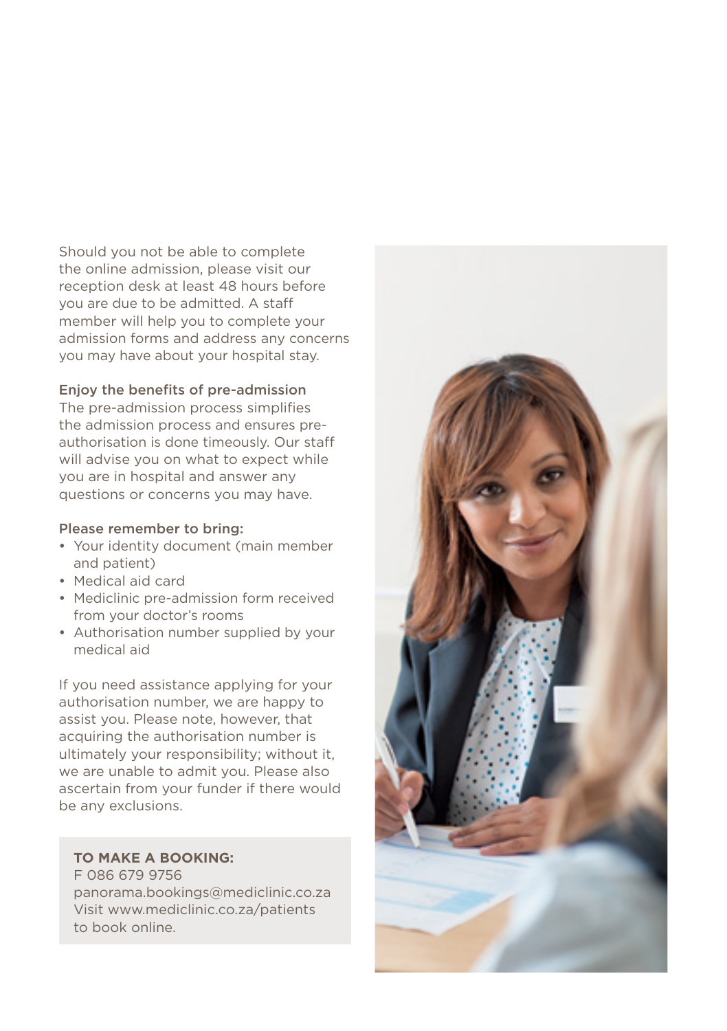Should you not be able to complete the online admission, please visit our reception desk at least 48 hours before you are due to be admitted. A staff member will help you to complete your admission forms and address any concerns you may have about your hospital stay.

**Enjoy the benefits of pre-admission**

The pre-admission process simplifies the admission process and ensures pre-authorisation is done timeously. Our staff will advise you on what to expect while you are in hospital and answer any questions or concerns you may have.

**Please remember to bring:**

- Your identity document (main member and patient)
- Medical aid card
- Mediclinic pre-admission form received from your doctor's rooms
- Authorisation number supplied by your medical aid

If you need assistance applying for your authorisation number, we are happy to assist you. Please note, however, that acquiring the authorisation number is ultimately your responsibility; without it, we are unable to admit you. Please also ascertain from your funder if there would be any exclusions.

**TO MAKE A BOOKING:**

F 086 679 9756
panorama.bookings@mediclinic.co.za
Visit www.mediclinic.co.za/patients to book online.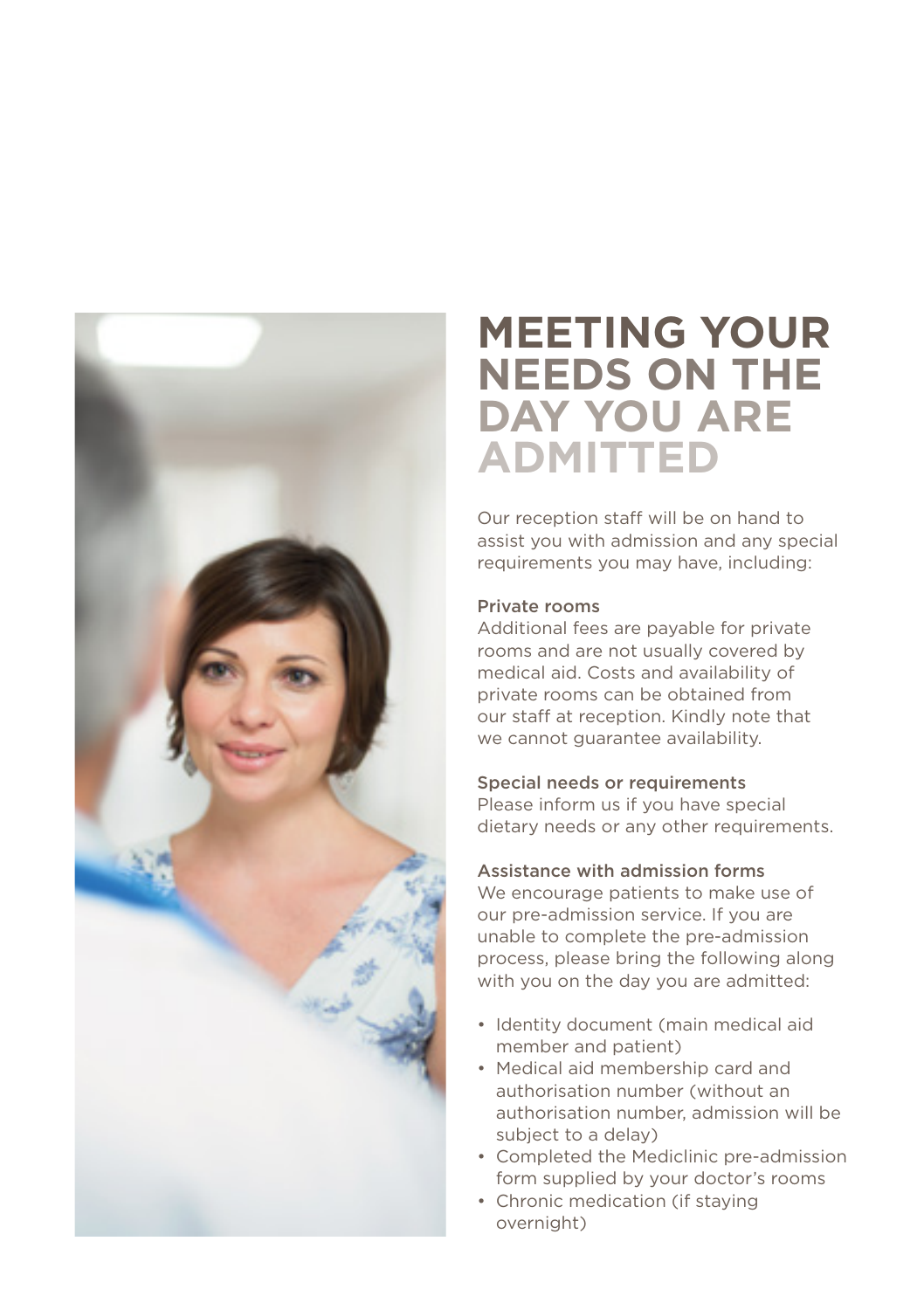# MEETING YOUR NEEDS ON THE DAY YOU ARE ADMITTED

Our reception staff will be on hand to assist you with admission and any special requirements you may have, including:

### Private rooms

Additional fees are payable for private rooms and are not usually covered by medical aid. Costs and availability of private rooms can be obtained from our staff at reception. Kindly note that we cannot guarantee availability.

### Special needs or requirements

Please inform us if you have special dietary needs or any other requirements.

### Assistance with admission forms

We encourage patients to make use of our pre-admission service. If you are unable to complete the pre-admission process, please bring the following along with you on the day you are admitted:

- Identity document (main medical aid member and patient)
- Medical aid membership card and authorisation number (without an authorisation number, admission will be subject to a delay)
- Completed the Mediclinic pre-admission form supplied by your doctor's rooms
- Chronic medication (if staying overnight)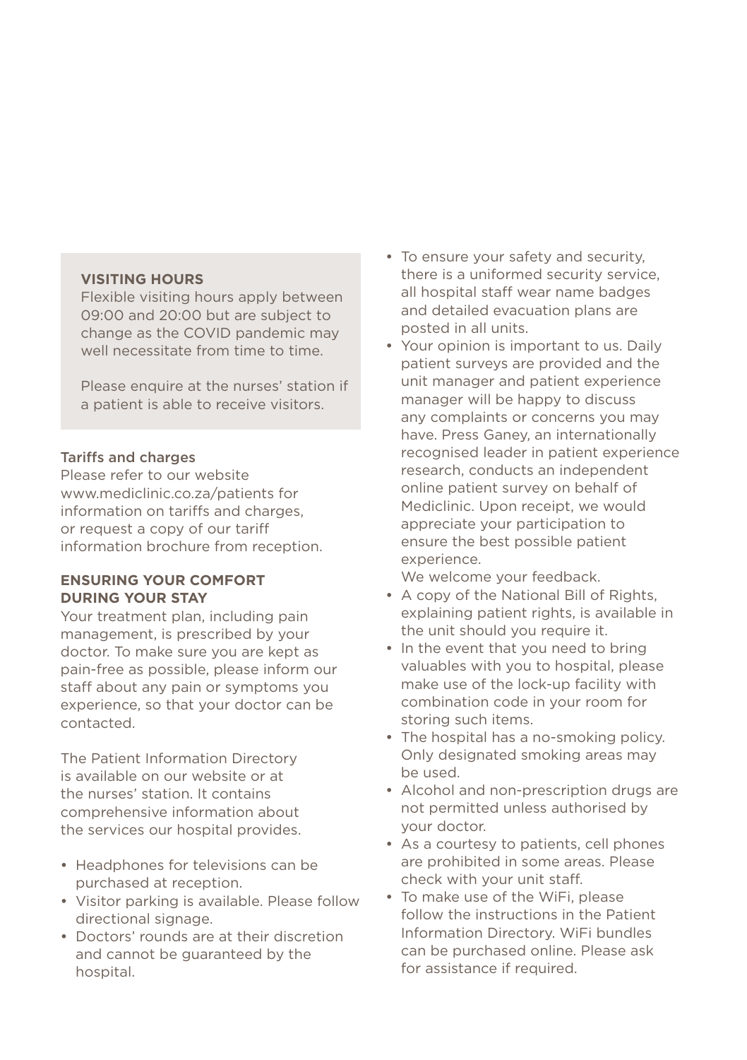### VISITING HOURS

Flexible visiting hours apply between 09:00 and 20:00 but are subject to change as the COVID pandemic may well necessitate from time to time.

Please enquire at the nurses' station if a patient is able to receive visitors.

#### Tariffs and charges

Please refer to our website www.mediclinic.co.za/patients for information on tariffs and charges, or request a copy of our tariff information brochure from reception.

### ENSURING YOUR COMFORT DURING YOUR STAY

Your treatment plan, including pain management, is prescribed by your doctor. To make sure you are kept as pain-free as possible, please inform our staff about any pain or symptoms you experience, so that your doctor can be contacted.

The Patient Information Directory is available on our website or at the nurses' station. It contains comprehensive information about the services our hospital provides.

- Headphones for televisions can be purchased at reception.
- Visitor parking is available. Please follow directional signage.
- Doctors' rounds are at their discretion and cannot be guaranteed by the hospital.
- To ensure your safety and security, there is a uniformed security service, all hospital staff wear name badges and detailed evacuation plans are posted in all units.
- Your opinion is important to us. Daily patient surveys are provided and the unit manager and patient experience manager will be happy to discuss any complaints or concerns you may have. Press Ganey, an internationally recognised leader in patient experience research, conducts an independent online patient survey on behalf of Mediclinic. Upon receipt, we would appreciate your participation to ensure the best possible patient experience.
  We welcome your feedback.
- A copy of the National Bill of Rights, explaining patient rights, is available in the unit should you require it.
- In the event that you need to bring valuables with you to hospital, please make use of the lock-up facility with combination code in your room for storing such items.
- The hospital has a no-smoking policy. Only designated smoking areas may be used.
- Alcohol and non-prescription drugs are not permitted unless authorised by your doctor.
- As a courtesy to patients, cell phones are prohibited in some areas. Please check with your unit staff.
- To make use of the WiFi, please follow the instructions in the Patient Information Directory. WiFi bundles can be purchased online. Please ask for assistance if required.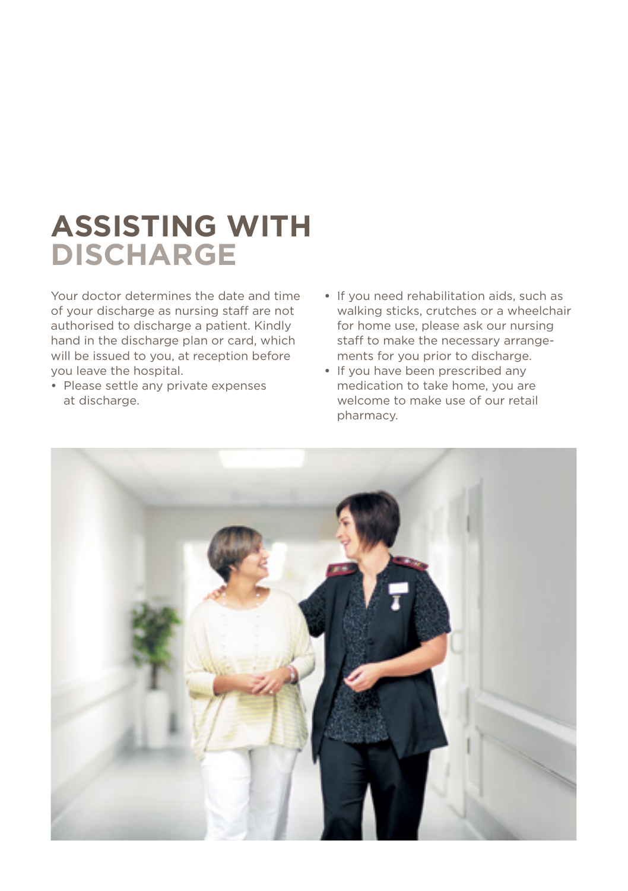# ASSISTING WITH DISCHARGE

Your doctor determines the date and time of your discharge as nursing staff are not authorised to discharge a patient. Kindly hand in the discharge plan or card, which will be issued to you, at reception before you leave the hospital.

- Please settle any private expenses at discharge.
- If you need rehabilitation aids, such as walking sticks, crutches or a wheelchair for home use, please ask our nursing staff to make the necessary arrangements for you prior to discharge.
- If you have been prescribed any medication to take home, you are welcome to make use of our retail pharmacy.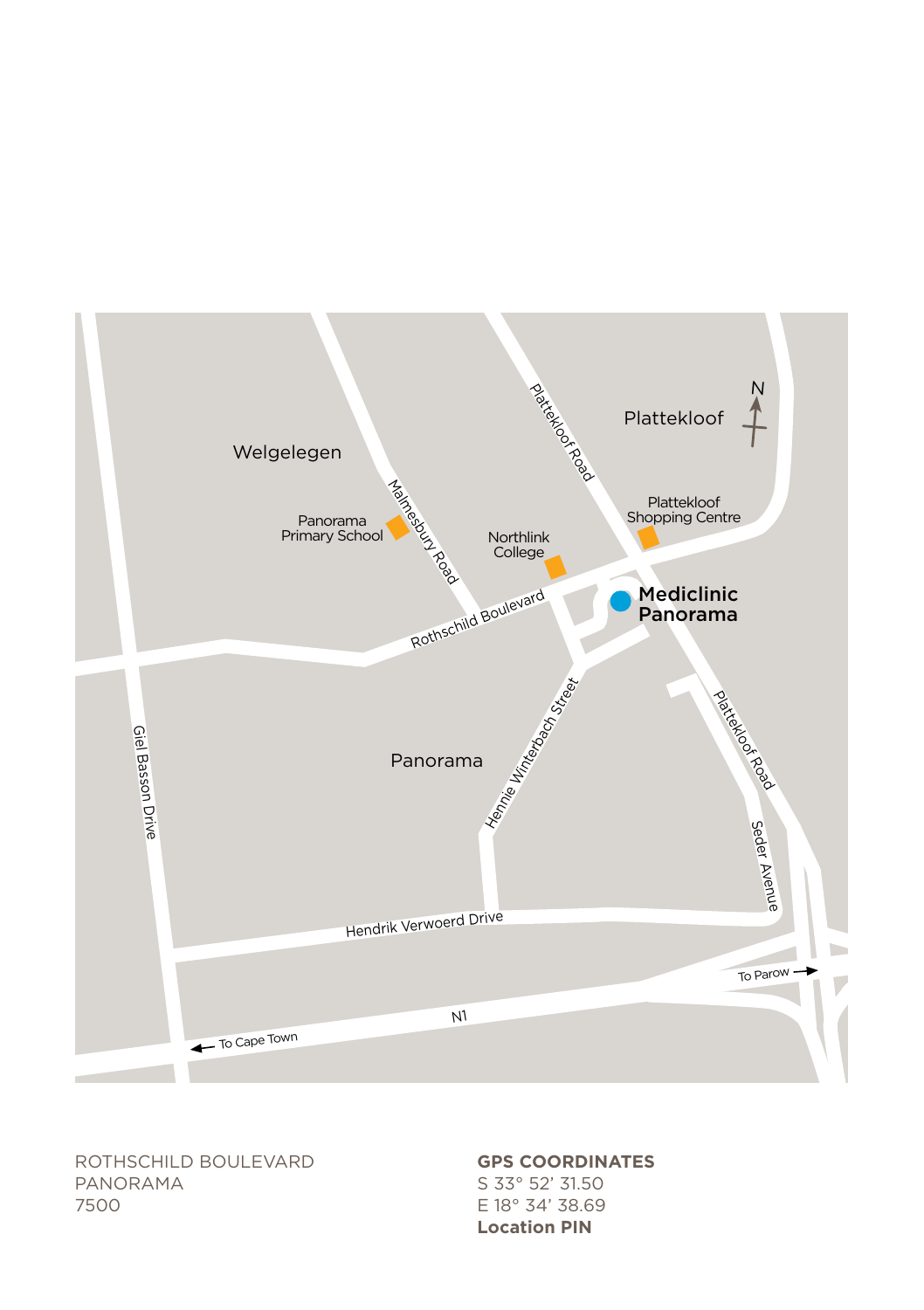Welgelegen

Plattekloof

N

Panorama Primary School

Northlink College

Plattekloof Shopping Centre

Malmesbury Road

Plattekloof Road

Rothschild Boulevard

**Mediclinic Panorama**

Panorama

Giel Basson Drive

Hennie Winterbach Street

Plattekloof Road

Seder Avenue

Hendrik Verwoerd Drive

To Parow

N1

To Cape Town

ROTHSCHILD BOULEVARD
PANORAMA
7500

**GPS COORDINATES**
S 33° 52' 31.50
E 18° 34' 38.69
**Location PIN**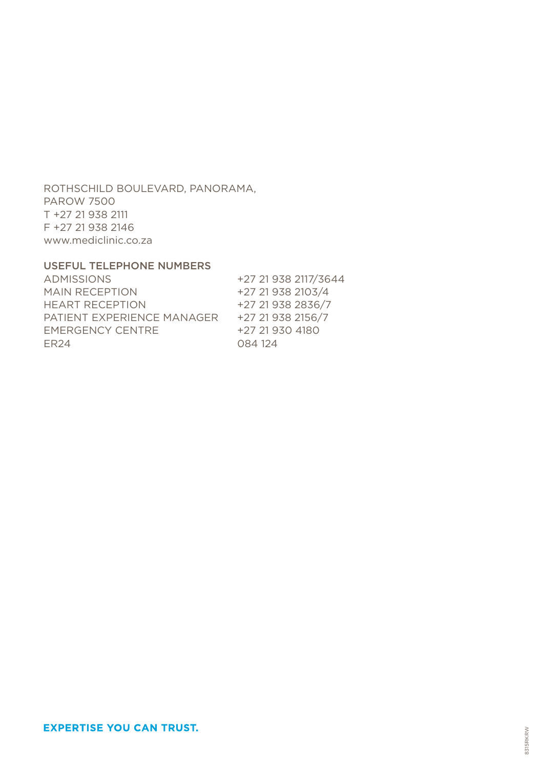ROTHSCHILD BOULEVARD, PANORAMA,
PAROW 7500
T +27 21 938 2111
F +27 21 938 2146
www.mediclinic.co.za

## USEFUL TELEPHONE NUMBERS

| | |
|---|---|
| ADMISSIONS | +27 21 938 2117/3644 |
| MAIN RECEPTION | +27 21 938 2103/4 |
| HEART RECEPTION | +27 21 938 2836/7 |
| PATIENT EXPERIENCE MANAGER | +27 21 938 2156/7 |
| EMERGENCY CENTRE | +27 21 930 4180 |
| ER24 | 084 124 |

**EXPERTISE YOU CAN TRUST.**

8315RKRW